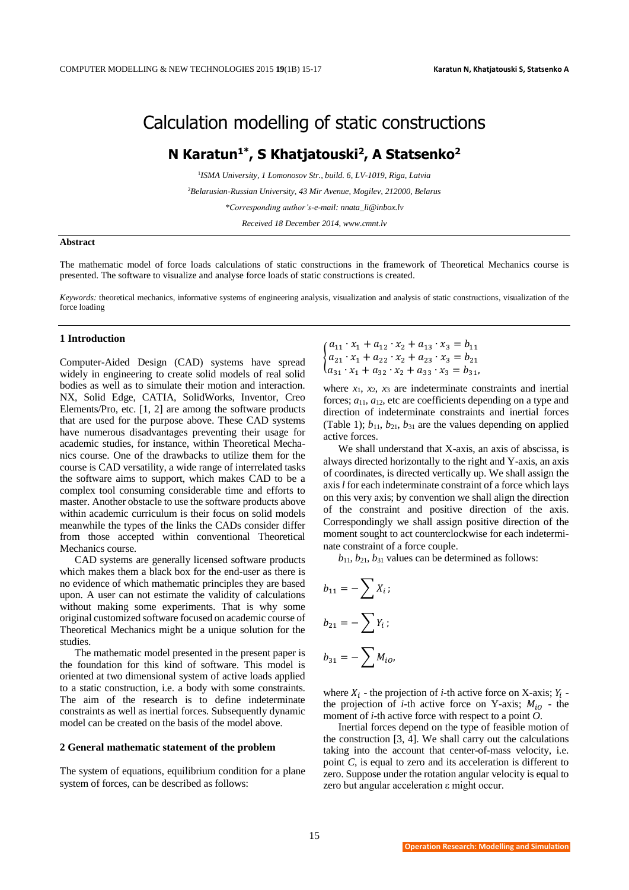# Calculation modelling of static constructions

## N Karatun[1*], S Khatjatouski[2], A Statsenko[2]

[1]*ISMA University, 1 Lomonosov Str., build. 6, LV-1019, Riga, Latvia*

[2]*Belarusian-Russian University, 43 Mir Avenue, Mogilev, 212000, Belarus*

*\*Corresponding author's-e-mail: nnata_li@inbox.lv*

*Received 18 December 2014, www.cmnt.lv*

### Abstract

The mathematic model of force loads calculations of static constructions in the framework of Theoretical Mechanics course is presented. The software to visualize and analyse force loads of static constructions is created.

*Keywords:* theoretical mechanics, informative systems of engineering analysis, visualization and analysis of static constructions, visualization of the force loading

## 1 Introduction

Computer-Aided Design (CAD) systems have spread widely in engineering to create solid models of real solid bodies as well as to simulate their motion and interaction. NX, Solid Edge, CATIA, SolidWorks, Inventor, Creo Elements/Pro, etc. [1, 2] are among the software products that are used for the purpose above. These CAD systems have numerous disadvantages preventing their usage for academic studies, for instance, within Theoretical Mechanics course. One of the drawbacks to utilize them for the course is CAD versatility, a wide range of interrelated tasks the software aims to support, which makes CAD to be a complex tool consuming considerable time and efforts to master. Another obstacle to use the software products above within academic curriculum is their focus on solid models meanwhile the types of the links the CADs consider differ from those accepted within conventional Theoretical Mechanics course.

CAD systems are generally licensed software products which makes them a black box for the end-user as there is no evidence of which mathematic principles they are based upon. A user can not estimate the validity of calculations without making some experiments. That is why some original customized software focused on academic course of Theoretical Mechanics might be a unique solution for the studies.

The mathematic model presented in the present paper is the foundation for this kind of software. This model is oriented at two dimensional system of active loads applied to a static construction, i.e. a body with some constraints. The aim of the research is to define indeterminate constraints as well as inertial forces. Subsequently dynamic model can be created on the basis of the model above.

## 2 General mathematic statement of the problem

The system of equations, equilibrium condition for a plane system of forces, can be described as follows:

$$\begin{cases} a_{11} \cdot x_1 + a_{12} \cdot x_2 + a_{13} \cdot x_3 = b_{11} \\ a_{21} \cdot x_1 + a_{22} \cdot x_2 + a_{23} \cdot x_3 = b_{21} \\ a_{31} \cdot x_1 + a_{32} \cdot x_2 + a_{33} \cdot x_3 = b_{31}, \end{cases}$$

where $x_1$, $x_2$, $x_3$ are indeterminate constraints and inertial forces; $a_{11}$, $a_{12}$, etc are coefficients depending on a type and direction of indeterminate constraints and inertial forces (Table 1); $b_{11}$, $b_{21}$, $b_{31}$ are the values depending on applied active forces.

We shall understand that X-axis, an axis of abscissa, is always directed horizontally to the right and Y-axis, an axis of coordinates, is directed vertically up. We shall assign the axis *l* for each indeterminate constraint of a force which lays on this very axis; by convention we shall align the direction of the constraint and positive direction of the axis. Correspondingly we shall assign positive direction of the moment sought to act counterclockwise for each indeterminate constraint of a force couple.

$b_{11}$, $b_{21}$, $b_{31}$ values can be determined as follows:

$$b_{11} = -\sum X_i;$$

$$b_{21} = -\sum Y_i;$$

$$b_{31} = -\sum M_{iO},$$

where $X_i$ - the projection of *i*-th active force on X-axis; $Y_i$ - the projection of *i*-th active force on Y-axis; $M_{iO}$ - the moment of *i*-th active force with respect to a point *O*.

Inertial forces depend on the type of feasible motion of the construction [3, 4]. We shall carry out the calculations taking into the account that center-of-mass velocity, i.e. point *C*, is equal to zero and its acceleration is different to zero. Suppose under the rotation angular velocity is equal to zero but angular acceleration ε might occur.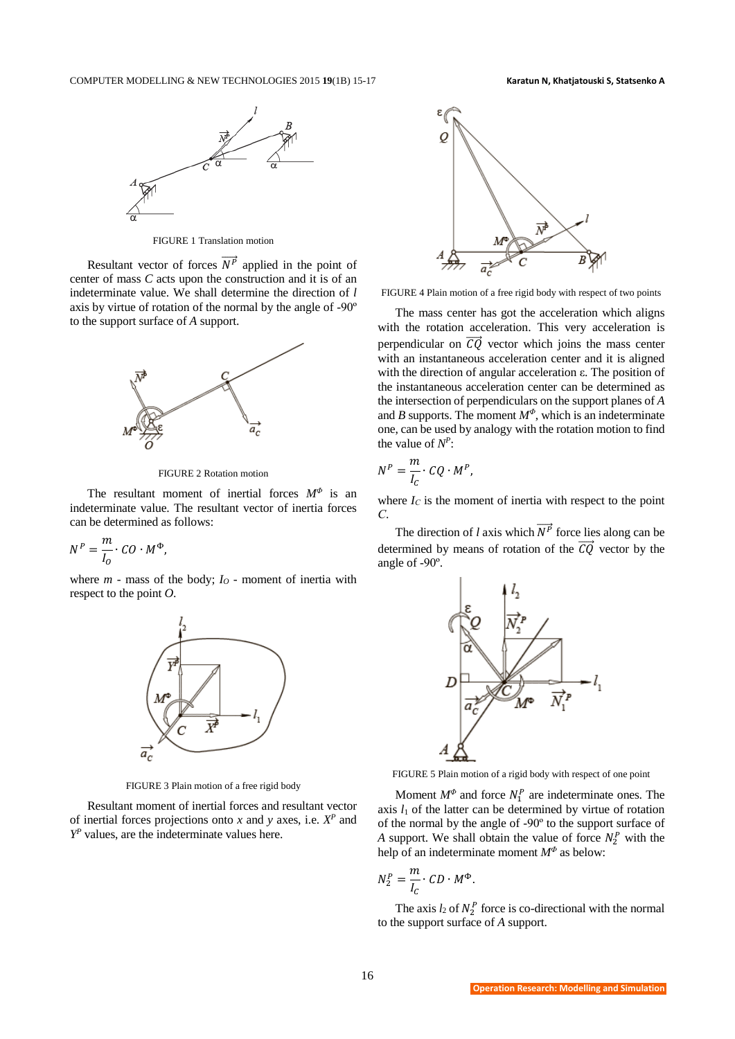FIGURE 1 Translation motion

Resultant vector of forces $\overrightarrow{N^P}$ applied in the point of center of mass $C$ acts upon the construction and it is of an indeterminate value. We shall determine the direction of $l$ axis by virtue of rotation of the normal by the angle of -90º to the support surface of $A$ support.

FIGURE 2 Rotation motion

The resultant moment of inertial forces $M^\Phi$ is an indeterminate value. The resultant vector of inertia forces can be determined as follows:

$$N^P = \frac{m}{I_O} \cdot CO \cdot M^\Phi,$$

where $m$ - mass of the body; $I_O$ - moment of inertia with respect to the point $O$.

FIGURE 3 Plain motion of a free rigid body

Resultant moment of inertial forces and resultant vector of inertial forces projections onto $x$ and $y$ axes, i.e. $X^P$ and $Y^P$ values, are the indeterminate values here.

FIGURE 4 Plain motion of a free rigid body with respect of two points

The mass center has got the acceleration which aligns with the rotation acceleration. This very acceleration is perpendicular on $\overrightarrow{CQ}$ vector which joins the mass center with an instantaneous acceleration center and it is aligned with the direction of angular acceleration ε. The position of the instantaneous acceleration center can be determined as the intersection of perpendiculars on the support planes of $A$ and $B$ supports. The moment $M^\Phi$, which is an indeterminate one, can be used by analogy with the rotation motion to find the value of $N^P$:

$$N^P = \frac{m}{I_C} \cdot CQ \cdot M^P,$$

where $I_C$ is the moment of inertia with respect to the point $C$.

The direction of $l$ axis which $\overrightarrow{N^P}$ force lies along can be determined by means of rotation of the $\overrightarrow{CQ}$ vector by the angle of -90º.

FIGURE 5 Plain motion of a rigid body with respect of one point

Moment $M^\Phi$ and force $N_1^P$ are indeterminate ones. The axis $l_1$ of the latter can be determined by virtue of rotation of the normal by the angle of -90º to the support surface of $A$ support. We shall obtain the value of force $N_2^P$ with the help of an indeterminate moment $M^\Phi$ as below:

$$N_2^P = \frac{m}{I_C} \cdot CD \cdot M^\Phi.$$

The axis $l_2$ of $N_2^P$ force is co-directional with the normal to the support surface of $A$ support.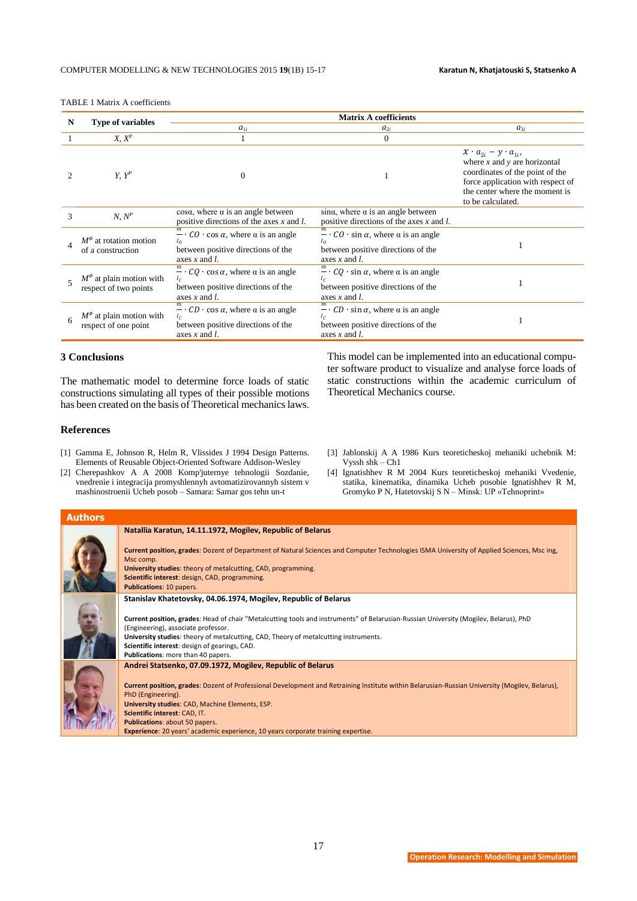TABLE 1 Matrix A coefficients

| N | Type of variables | Matrix A coefficients | | |
|---|---|---|---|---|
| | | $a_{1i}$ | $a_{2i}$ | $a_{3i}$ |
| 1 | $X$, $X^P$ | 1 | 0 | |
| 2 | $Y$, $Y^P$ | 0 | 1 | $x \cdot a_{2i} - y \cdot a_{1i}$, where $x$ and $y$ are horizontal coordinates of the point of the force application with respect of the center where the moment is to be calculated. |
| 3 | $N$, $N^P$ | cosα, where α is an angle between positive directions of the axes $x$ and $l$. | sinα, where α is an angle between positive directions of the axes $x$ and $l$. | |
| 4 | $M^\Phi$ at rotation motion of a construction | $\frac{m}{l_O} \cdot CO \cdot \cos\alpha$, where α is an angle between positive directions of the axes $x$ and $l$. | $\frac{m}{l_O} \cdot CO \cdot \sin\alpha$, where α is an angle between positive directions of the axes $x$ and $l$. | 1 |
| 5 | $M^\Phi$ at plain motion with respect of two points | $\frac{m}{l_C} \cdot CQ \cdot \cos\alpha$, where α is an angle between positive directions of the axes $x$ and $l$. | $\frac{m}{l_C} \cdot CQ \cdot \sin\alpha$, where α is an angle between positive directions of the axes $x$ and $l$. | 1 |
| 6 | $M^\Phi$ at plain motion with respect of one point | $\frac{m}{l_C} \cdot CD \cdot \cos\alpha$, where α is an angle between positive directions of the axes $x$ and $l$. | $\frac{m}{l_C} \cdot CD \cdot \sin\alpha$, where α is an angle between positive directions of the axes $x$ and $l$. | 1 |

## 3 Conclusions

The mathematic model to determine force loads of static constructions simulating all types of their possible motions has been created on the basis of Theoretical mechanics laws.

This model can be implemented into an educational computer software product to visualize and analyse force loads of static constructions within the academic curriculum of Theoretical Mechanics course.

## References

[1] Gamma E, Johnson R, Helm R, Vlissides J 1994 Design Patterns. Elements of Reusable Object-Oriented Software Addison-Wesley

[2] Cherepashkov A A 2008 Komp'juternye tehnologii Sozdanie, vnedrenie i integracija promyshlennyh avtomatizirovannyh sistem v mashinostroenii Ucheb posob – Samara: Samar gos tehn un-t

[3] Jablonskij A A 1986 Kurs teoreticheskoj mehaniki uchebnik M: Vyssh shk – Ch1

[4] Ignatishhev R M 2004 Kurs teoreticheskoj mehaniki Vvedenie, statika, kinematika, dinamika Ucheb posobie Ignatishhev R M, Gromyko P N, Hatetovskij S N – Minsk: UP «Tehnoprint»

## Authors

**Natallia Karatun, 14.11.1972, Mogilev, Republic of Belarus**

**Current position, grades**: Dozent of Department of Natural Sciences and Computer Technologies ISMA University of Applied Sciences, Msc ing, Msc comp.
**University studies**: theory of metalcutting, CAD, programming.
**Scientific interest**: design, CAD, programming.
**Publications**: 10 papers.

**Stanislav Khatetovsky, 04.06.1974, Mogilev, Republic of Belarus**

**Current position, grades**: Head of chair "Metalcutting tools and instruments" of Belarusian-Russian University (Mogilev, Belarus), PhD (Engineering), associate professor.
**University studies**: theory of metalcutting, CAD, Theory of metalcutting instruments.
**Scientific interest**: design of gearings, CAD.
**Publications**: more than 40 papers.

**Andrei Statsenko, 07.09.1972, Mogilev, Republic of Belarus**

**Current position, grades**: Dozent of Professional Development and Retraining Institute within Belarusian-Russian University (Mogilev, Belarus), PhD (Engineering).
**University studies**: CAD, Machine Elements, ESP.
**Scientific interest**: CAD, IT.
**Publications**: about 50 papers.
**Experience**: 20 years' academic experience, 10 years corporate training expertise.